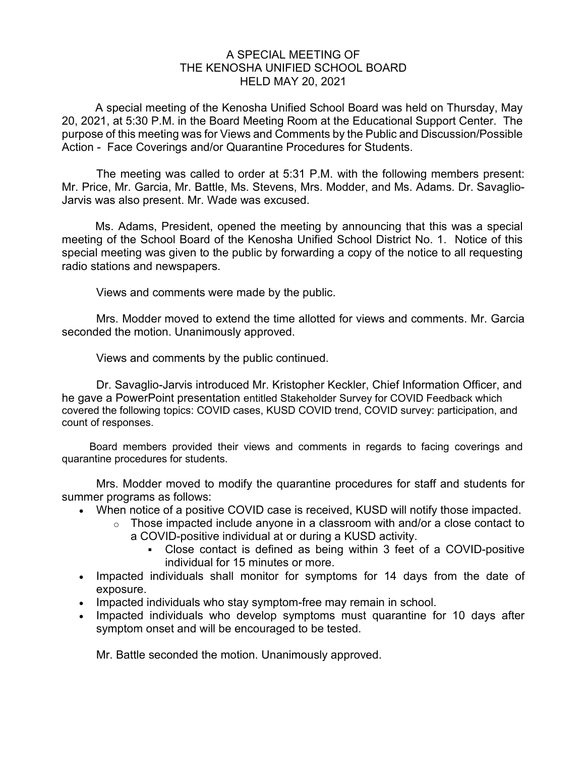# A SPECIAL MEETING OF THE KENOSHA UNIFIED SCHOOL BOARD HELD MAY 20, 2021

A special meeting of the Kenosha Unified School Board was held on Thursday, May 20, 2021, at 5:30 P.M. in the Board Meeting Room at the Educational Support Center. The purpose of this meeting was for Views and Comments by the Public and Discussion/Possible Action - Face Coverings and/or Quarantine Procedures for Students.

The meeting was called to order at 5:31 P.M. with the following members present: Mr. Price, Mr. Garcia, Mr. Battle, Ms. Stevens, Mrs. Modder, and Ms. Adams. Dr. Savaglio-Jarvis was also present. Mr. Wade was excused.

Ms. Adams, President, opened the meeting by announcing that this was a special meeting of the School Board of the Kenosha Unified School District No. 1. Notice of this special meeting was given to the public by forwarding a copy of the notice to all requesting radio stations and newspapers.

Views and comments were made by the public.

Mrs. Modder moved to extend the time allotted for views and comments. Mr. Garcia seconded the motion. Unanimously approved.

Views and comments by the public continued.

Dr. Savaglio-Jarvis introduced Mr. Kristopher Keckler, Chief Information Officer, and he gave a PowerPoint presentation entitled Stakeholder Survey for COVID Feedback which covered the following topics: COVID cases, KUSD COVID trend, COVID survey: participation, and count of responses.

Board members provided their views and comments in regards to facing coverings and quarantine procedures for students.

Mrs. Modder moved to modify the quarantine procedures for staff and students for summer programs as follows:

- When notice of a positive COVID case is received, KUSD will notify those impacted.
  - Those impacted include anyone in a classroom with and/or a close contact to a COVID-positive individual at or during a KUSD activity.
    - Close contact is defined as being within 3 feet of a COVID-positive individual for 15 minutes or more.
- Impacted individuals shall monitor for symptoms for 14 days from the date of exposure.
- Impacted individuals who stay symptom-free may remain in school.
- Impacted individuals who develop symptoms must quarantine for 10 days after symptom onset and will be encouraged to be tested.

Mr. Battle seconded the motion. Unanimously approved.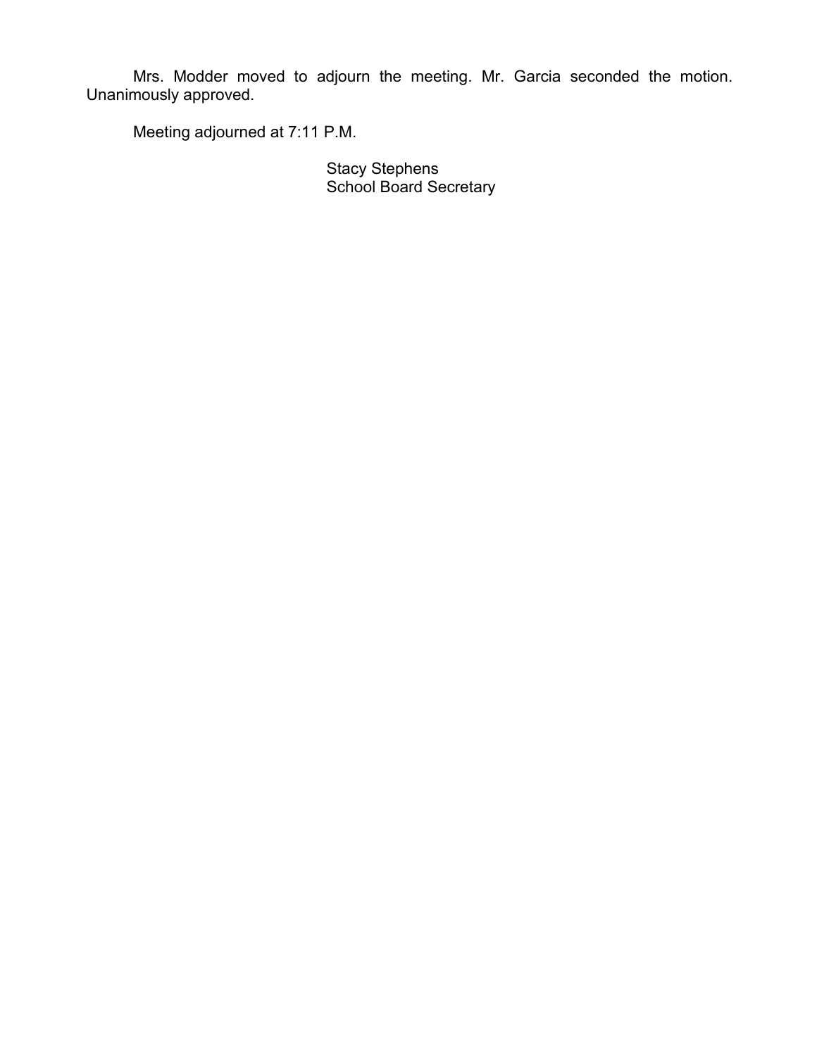Mrs. Modder moved to adjourn the meeting. Mr. Garcia seconded the motion. Unanimously approved.

Meeting adjourned at 7:11 P.M.

Stacy Stephens
School Board Secretary